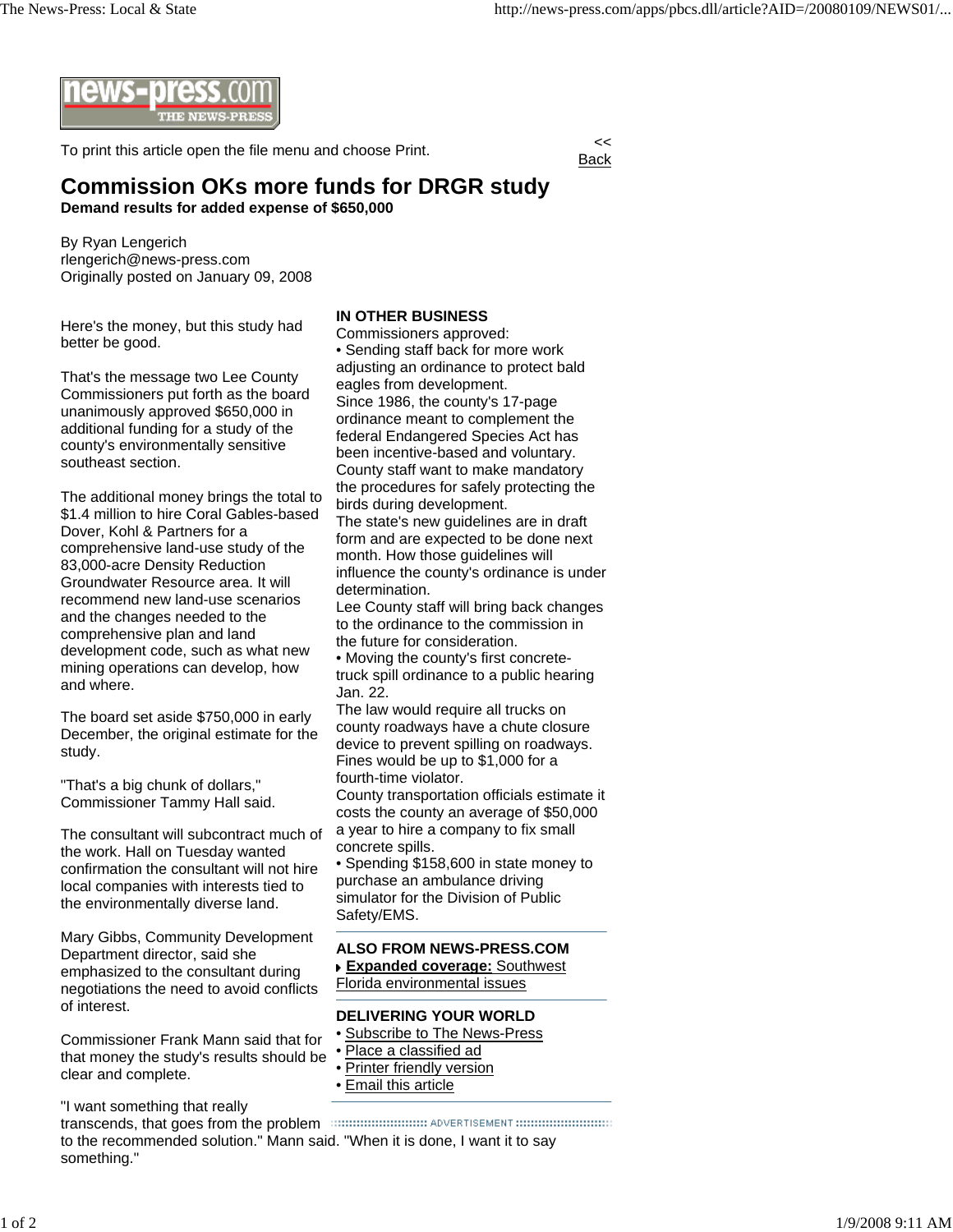To print this article open the file menu and choose Print.

<< Back

# Commission OKs more funds for DRGR study

**Demand results for added expense of $650,000**

By Ryan Lengerich
rlengerich@news-press.com
Originally posted on January 09, 2008

Here's the money, but this study had better be good.

That's the message two Lee County Commissioners put forth as the board unanimously approved $650,000 in additional funding for a study of the county's environmentally sensitive southeast section.

The additional money brings the total to $1.4 million to hire Coral Gables-based Dover, Kohl & Partners for a comprehensive land-use study of the 83,000-acre Density Reduction Groundwater Resource area. It will recommend new land-use scenarios and the changes needed to the comprehensive plan and land development code, such as what new mining operations can develop, how and where.

The board set aside $750,000 in early December, the original estimate for the study.

"That's a big chunk of dollars," Commissioner Tammy Hall said.

The consultant will subcontract much of the work. Hall on Tuesday wanted confirmation the consultant will not hire local companies with interests tied to the environmentally diverse land.

Mary Gibbs, Community Development Department director, said she emphasized to the consultant during negotiations the need to avoid conflicts of interest.

Commissioner Frank Mann said that for that money the study's results should be clear and complete.

"I want something that really transcends, that goes from the problem to the recommended solution." Mann said. "When it is done, I want it to say something."

**IN OTHER BUSINESS**

Commissioners approved:

• Sending staff back for more work adjusting an ordinance to protect bald eagles from development.

Since 1986, the county's 17-page ordinance meant to complement the federal Endangered Species Act has been incentive-based and voluntary. County staff want to make mandatory the procedures for safely protecting the birds during development.

The state's new guidelines are in draft form and are expected to be done next month. How those guidelines will influence the county's ordinance is under determination.

Lee County staff will bring back changes to the ordinance to the commission in the future for consideration.

• Moving the county's first concrete-truck spill ordinance to a public hearing Jan. 22.

The law would require all trucks on county roadways have a chute closure device to prevent spilling on roadways. Fines would be up to $1,000 for a fourth-time violator.

County transportation officials estimate it costs the county an average of $50,000 a year to hire a company to fix small concrete spills.

• Spending $158,600 in state money to purchase an ambulance driving simulator for the Division of Public Safety/EMS.

**ALSO FROM NEWS-PRESS.COM**

**Expanded coverage:** Southwest Florida environmental issues

**DELIVERING YOUR WORLD**

• Subscribe to The News-Press
• Place a classified ad
• Printer friendly version
• Email this article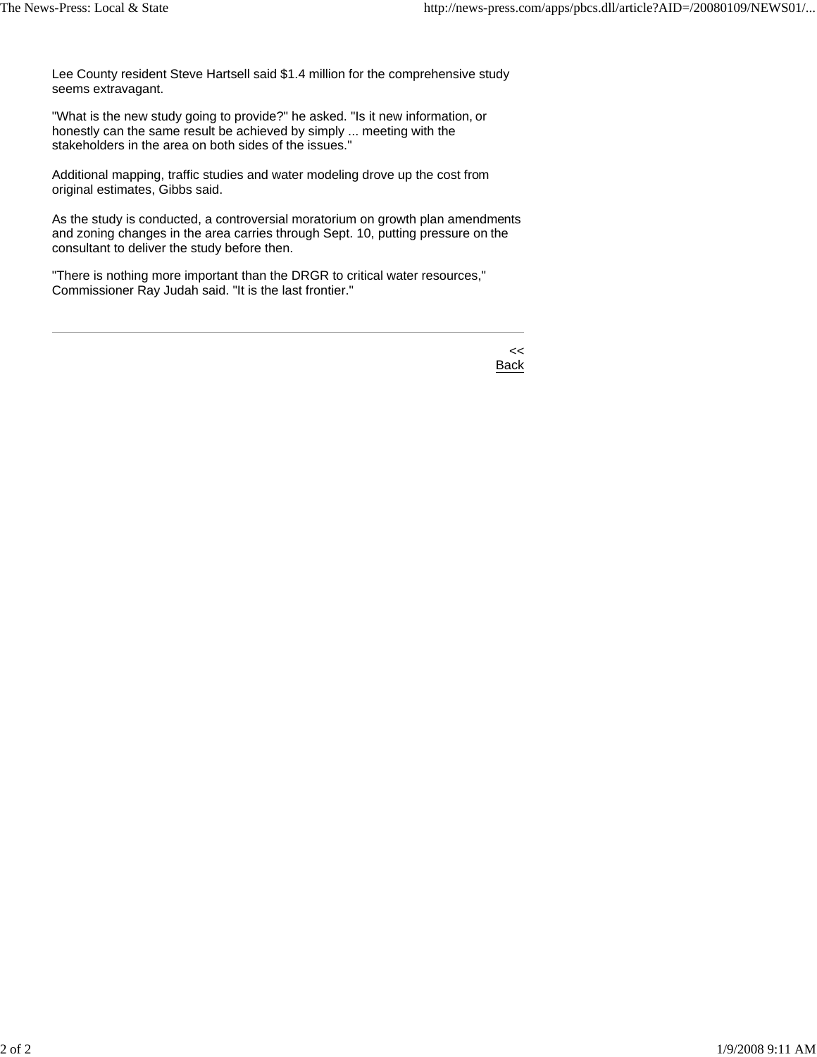Lee County resident Steve Hartsell said $1.4 million for the comprehensive study seems extravagant.

"What is the new study going to provide?" he asked. "Is it new information, or honestly can the same result be achieved by simply ... meeting with the stakeholders in the area on both sides of the issues."

Additional mapping, traffic studies and water modeling drove up the cost from original estimates, Gibbs said.

As the study is conducted, a controversial moratorium on growth plan amendments and zoning changes in the area carries through Sept. 10, putting pressure on the consultant to deliver the study before then.

"There is nothing more important than the DRGR to critical water resources," Commissioner Ray Judah said. "It is the last frontier."

---

<< Back